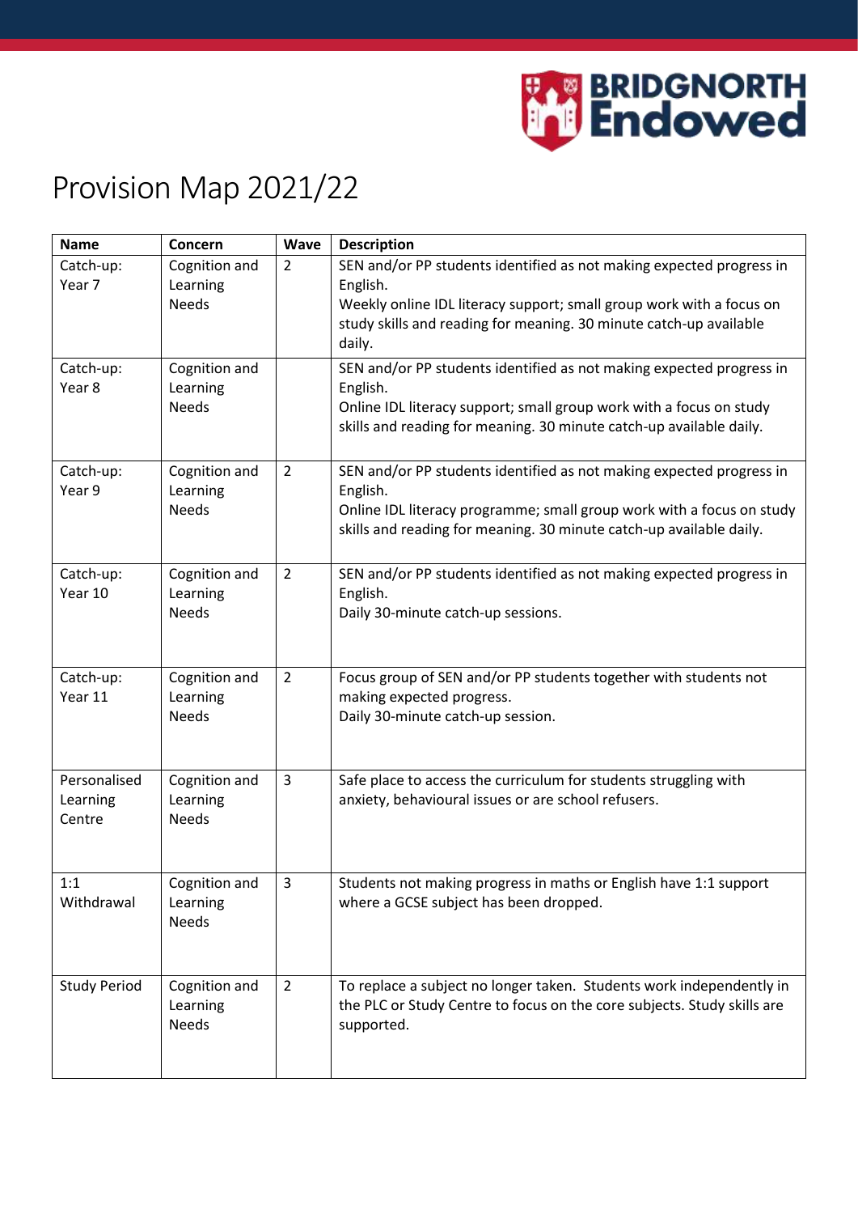# Provision Map 2021/22

| Name | Concern | Wave | Description |
|---|---|---|---|
| Catch-up: Year 7 | Cognition and Learning Needs | 2 | SEN and/or PP students identified as not making expected progress in English.<br>Weekly online IDL literacy support; small group work with a focus on study skills and reading for meaning. 30 minute catch-up available daily. |
| Catch-up: Year 8 | Cognition and Learning Needs | | SEN and/or PP students identified as not making expected progress in English.<br>Online IDL literacy support; small group work with a focus on study skills and reading for meaning. 30 minute catch-up available daily. |
| Catch-up: Year 9 | Cognition and Learning Needs | 2 | SEN and/or PP students identified as not making expected progress in English.<br>Online IDL literacy programme; small group work with a focus on study skills and reading for meaning. 30 minute catch-up available daily. |
| Catch-up: Year 10 | Cognition and Learning Needs | 2 | SEN and/or PP students identified as not making expected progress in English.<br>Daily 30-minute catch-up sessions. |
| Catch-up: Year 11 | Cognition and Learning Needs | 2 | Focus group of SEN and/or PP students together with students not making expected progress.<br>Daily 30-minute catch-up session. |
| Personalised Learning Centre | Cognition and Learning Needs | 3 | Safe place to access the curriculum for students struggling with anxiety, behavioural issues or are school refusers. |
| 1:1 Withdrawal | Cognition and Learning Needs | 3 | Students not making progress in maths or English have 1:1 support where a GCSE subject has been dropped. |
| Study Period | Cognition and Learning Needs | 2 | To replace a subject no longer taken. Students work independently in the PLC or Study Centre to focus on the core subjects. Study skills are supported. |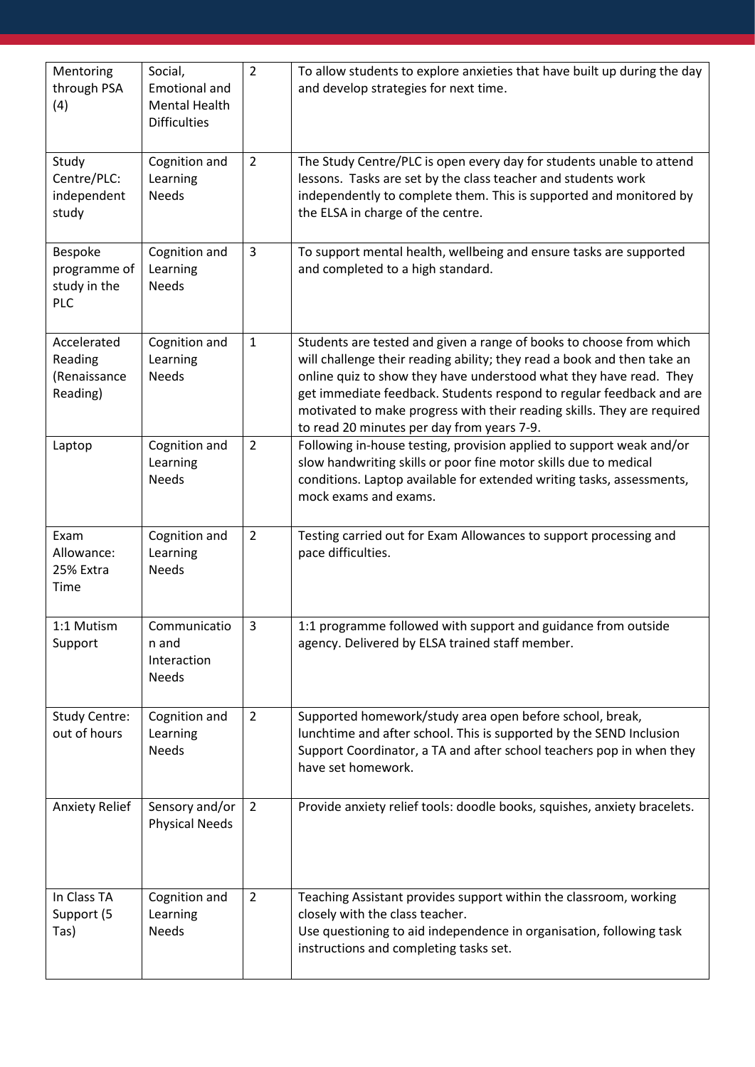| Mentoring through PSA (4) | Social, Emotional and Mental Health Difficulties | 2 | To allow students to explore anxieties that have built up during the day and develop strategies for next time. |
|---|---|---|---|
| Study Centre/PLC: independent study | Cognition and Learning Needs | 2 | The Study Centre/PLC is open every day for students unable to attend lessons. Tasks are set by the class teacher and students work independently to complete them. This is supported and monitored by the ELSA in charge of the centre. |
| Bespoke programme of study in the PLC | Cognition and Learning Needs | 3 | To support mental health, wellbeing and ensure tasks are supported and completed to a high standard. |
| Accelerated Reading (Renaissance Reading) | Cognition and Learning Needs | 1 | Students are tested and given a range of books to choose from which will challenge their reading ability; they read a book and then take an online quiz to show they have understood what they have read. They get immediate feedback. Students respond to regular feedback and are motivated to make progress with their reading skills. They are required to read 20 minutes per day from years 7-9. |
| Laptop | Cognition and Learning Needs | 2 | Following in-house testing, provision applied to support weak and/or slow handwriting skills or poor fine motor skills due to medical conditions. Laptop available for extended writing tasks, assessments, mock exams and exams. |
| Exam Allowance: 25% Extra Time | Cognition and Learning Needs | 2 | Testing carried out for Exam Allowances to support processing and pace difficulties. |
| 1:1 Mutism Support | Communication and Interaction Needs | 3 | 1:1 programme followed with support and guidance from outside agency. Delivered by ELSA trained staff member. |
| Study Centre: out of hours | Cognition and Learning Needs | 2 | Supported homework/study area open before school, break, lunchtime and after school. This is supported by the SEND Inclusion Support Coordinator, a TA and after school teachers pop in when they have set homework. |
| Anxiety Relief | Sensory and/or Physical Needs | 2 | Provide anxiety relief tools: doodle books, squishes, anxiety bracelets. |
| In Class TA Support (5 Tas) | Cognition and Learning Needs | 2 | Teaching Assistant provides support within the classroom, working closely with the class teacher. Use questioning to aid independence in organisation, following task instructions and completing tasks set. |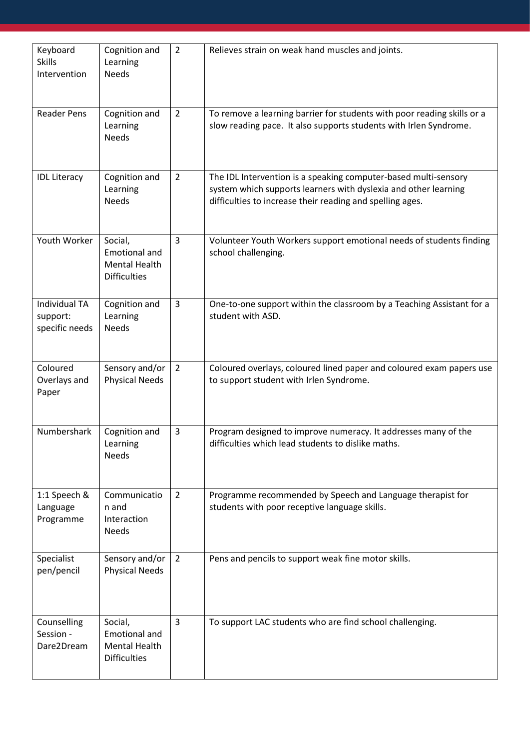| Keyboard Skills Intervention | Cognition and Learning Needs | 2 | Relieves strain on weak hand muscles and joints. |
|---|---|---|---|
| Reader Pens | Cognition and Learning Needs | 2 | To remove a learning barrier for students with poor reading skills or a slow reading pace. It also supports students with Irlen Syndrome. |
| IDL Literacy | Cognition and Learning Needs | 2 | The IDL Intervention is a speaking computer-based multi-sensory system which supports learners with dyslexia and other learning difficulties to increase their reading and spelling ages. |
| Youth Worker | Social, Emotional and Mental Health Difficulties | 3 | Volunteer Youth Workers support emotional needs of students finding school challenging. |
| Individual TA support: specific needs | Cognition and Learning Needs | 3 | One-to-one support within the classroom by a Teaching Assistant for a student with ASD. |
| Coloured Overlays and Paper | Sensory and/or Physical Needs | 2 | Coloured overlays, coloured lined paper and coloured exam papers use to support student with Irlen Syndrome. |
| Numbershark | Cognition and Learning Needs | 3 | Program designed to improve numeracy. It addresses many of the difficulties which lead students to dislike maths. |
| 1:1 Speech & Language Programme | Communication and Interaction Needs | 2 | Programme recommended by Speech and Language therapist for students with poor receptive language skills. |
| Specialist pen/pencil | Sensory and/or Physical Needs | 2 | Pens and pencils to support weak fine motor skills. |
| Counselling Session - Dare2Dream | Social, Emotional and Mental Health Difficulties | 3 | To support LAC students who are find school challenging. |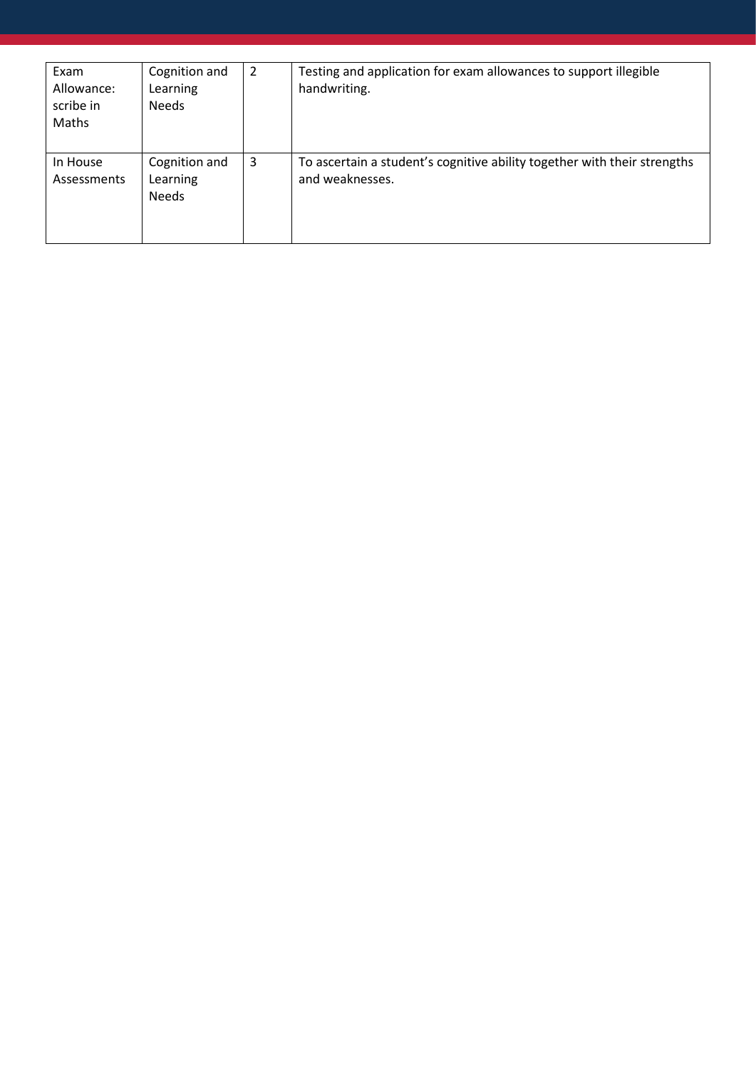| | | | |
|---|---|---|---|
| Exam Allowance: scribe in Maths | Cognition and Learning Needs | 2 | Testing and application for exam allowances to support illegible handwriting. |
| In House Assessments | Cognition and Learning Needs | 3 | To ascertain a student's cognitive ability together with their strengths and weaknesses. |